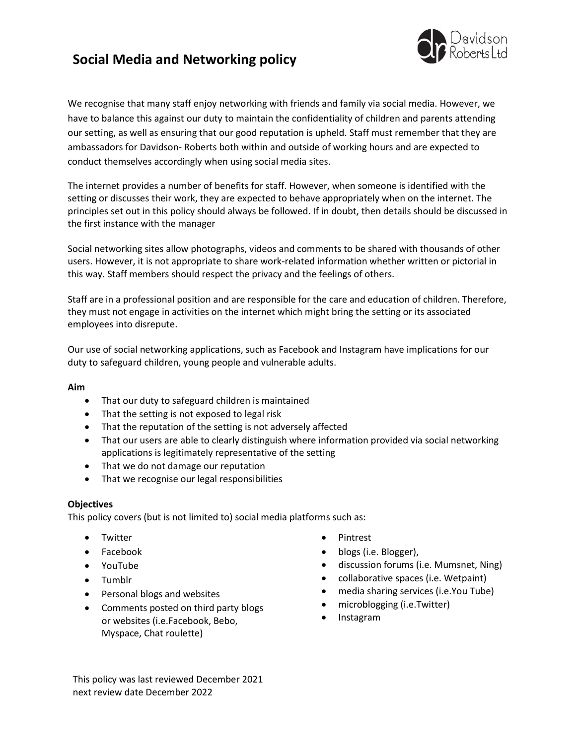# Social Media and Networking policy

We recognise that many staff enjoy networking with friends and family via social media. However, we have to balance this against our duty to maintain the confidentiality of children and parents attending our setting, as well as ensuring that our good reputation is upheld. Staff must remember that they are ambassadors for Davidson- Roberts both within and outside of working hours and are expected to conduct themselves accordingly when using social media sites.

The internet provides a number of benefits for staff. However, when someone is identified with the setting or discusses their work, they are expected to behave appropriately when on the internet. The principles set out in this policy should always be followed. If in doubt, then details should be discussed in the first instance with the manager

Social networking sites allow photographs, videos and comments to be shared with thousands of other users. However, it is not appropriate to share work-related information whether written or pictorial in this way. Staff members should respect the privacy and the feelings of others.

Staff are in a professional position and are responsible for the care and education of children. Therefore, they must not engage in activities on the internet which might bring the setting or its associated employees into disrepute.

Our use of social networking applications, such as Facebook and Instagram have implications for our duty to safeguard children, young people and vulnerable adults.

**Aim**

- That our duty to safeguard children is maintained
- That the setting is not exposed to legal risk
- That the reputation of the setting is not adversely affected
- That our users are able to clearly distinguish where information provided via social networking applications is legitimately representative of the setting
- That we do not damage our reputation
- That we recognise our legal responsibilities

**Objectives**

This policy covers (but is not limited to) social media platforms such as:

- Twitter
- Facebook
- YouTube
- Tumblr
- Personal blogs and websites
- Comments posted on third party blogs or websites (i.e.Facebook, Bebo, Myspace, Chat roulette)
- Pintrest
- blogs (i.e. Blogger),
- discussion forums (i.e. Mumsnet, Ning)
- collaborative spaces (i.e. Wetpaint)
- media sharing services (i.e.You Tube)
- microblogging (i.e.Twitter)
- Instagram

This policy was last reviewed December 2021
next review date December 2022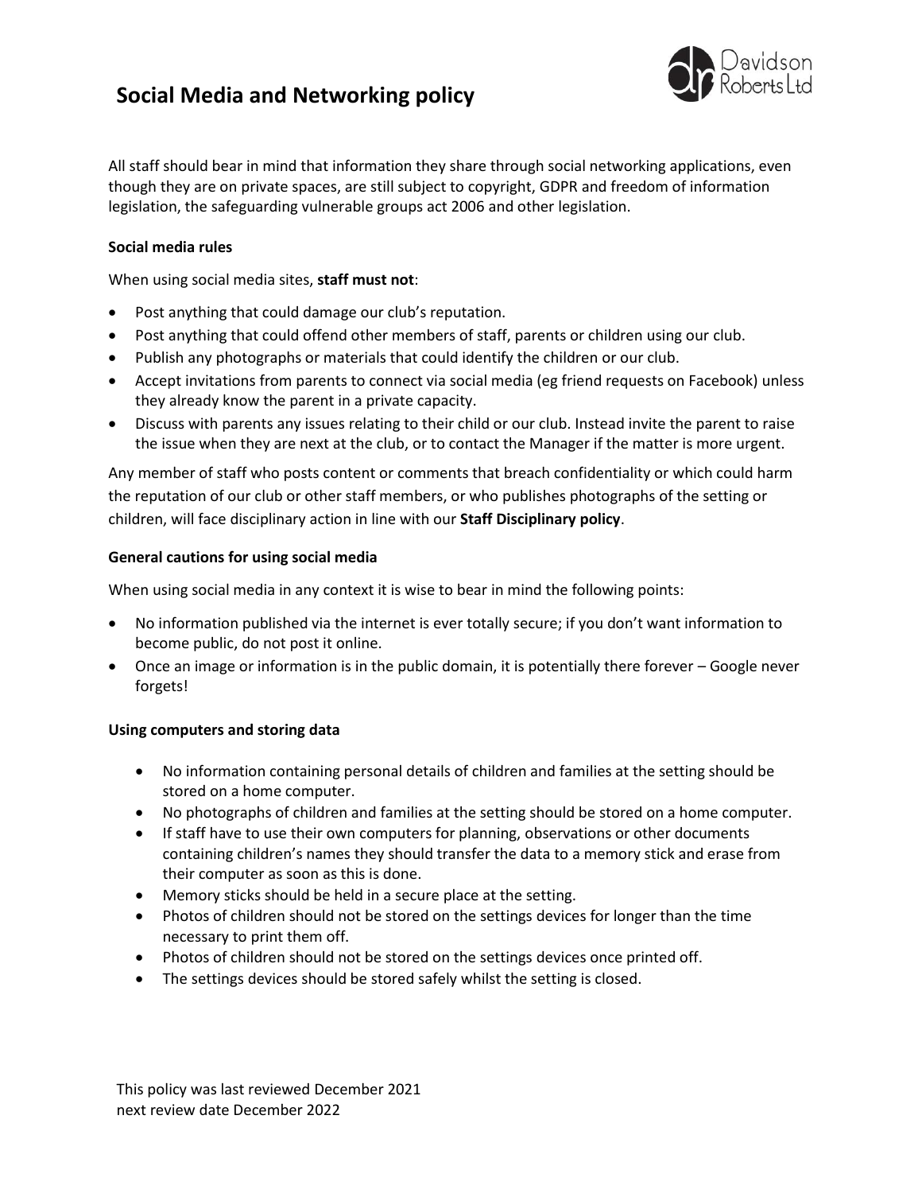# Social Media and Networking policy

All staff should bear in mind that information they share through social networking applications, even though they are on private spaces, are still subject to copyright, GDPR and freedom of information legislation, the safeguarding vulnerable groups act 2006 and other legislation.

**Social media rules**

When using social media sites, **staff must not**:

- Post anything that could damage our club's reputation.
- Post anything that could offend other members of staff, parents or children using our club.
- Publish any photographs or materials that could identify the children or our club.
- Accept invitations from parents to connect via social media (eg friend requests on Facebook) unless they already know the parent in a private capacity.
- Discuss with parents any issues relating to their child or our club. Instead invite the parent to raise the issue when they are next at the club, or to contact the Manager if the matter is more urgent.

Any member of staff who posts content or comments that breach confidentiality or which could harm the reputation of our club or other staff members, or who publishes photographs of the setting or children, will face disciplinary action in line with our **Staff Disciplinary policy**.

**General cautions for using social media**

When using social media in any context it is wise to bear in mind the following points:

- No information published via the internet is ever totally secure; if you don't want information to become public, do not post it online.
- Once an image or information is in the public domain, it is potentially there forever – Google never forgets!

**Using computers and storing data**

- No information containing personal details of children and families at the setting should be stored on a home computer.
- No photographs of children and families at the setting should be stored on a home computer.
- If staff have to use their own computers for planning, observations or other documents containing children's names they should transfer the data to a memory stick and erase from their computer as soon as this is done.
- Memory sticks should be held in a secure place at the setting.
- Photos of children should not be stored on the settings devices for longer than the time necessary to print them off.
- Photos of children should not be stored on the settings devices once printed off.
- The settings devices should be stored safely whilst the setting is closed.

This policy was last reviewed December 2021
next review date December 2022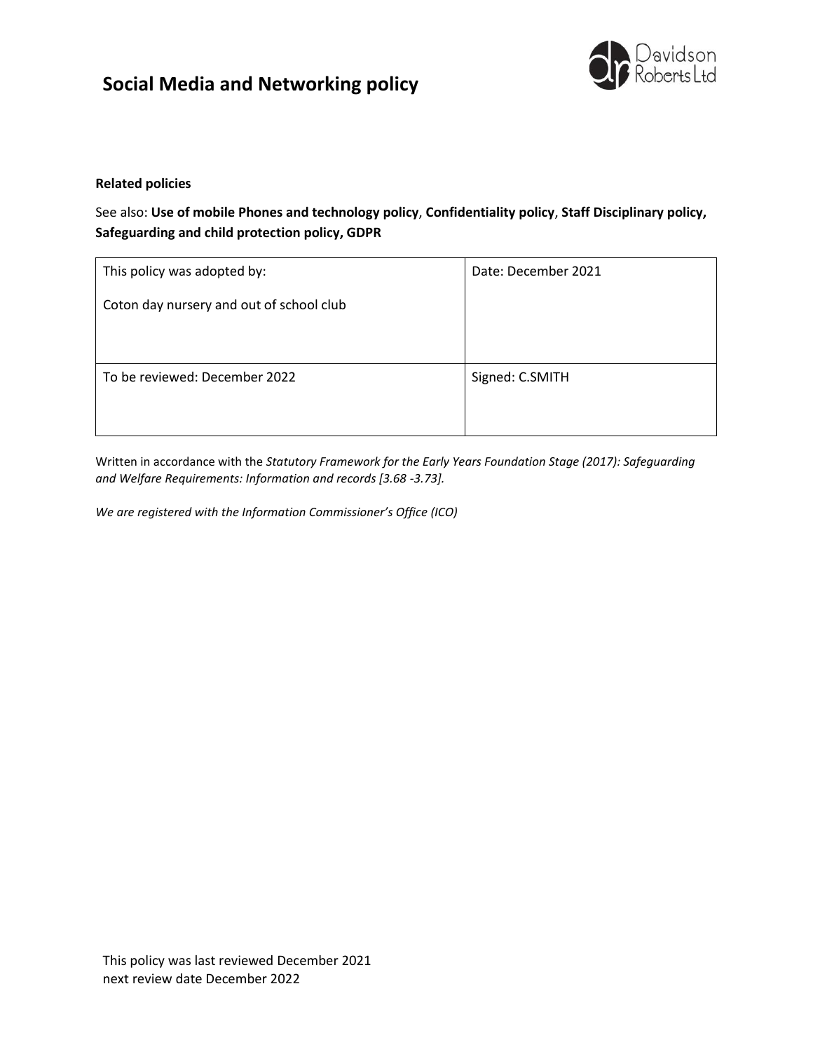# Social Media and Networking policy

**Related policies**

See also: **Use of mobile Phones and technology policy**, **Confidentiality policy**, **Staff Disciplinary policy, Safeguarding and child protection policy, GDPR**

| | |
|---|---|
| This policy was adopted by:<br><br>Coton day nursery and out of school club | Date: December 2021 |
| To be reviewed: December 2022 | Signed: C.SMITH |

Written in accordance with the *Statutory Framework for the Early Years Foundation Stage (2017): Safeguarding and Welfare Requirements: Information and records [3.68 -3.73].*

*We are registered with the Information Commissioner's Office (ICO)*

This policy was last reviewed December 2021
next review date December 2022